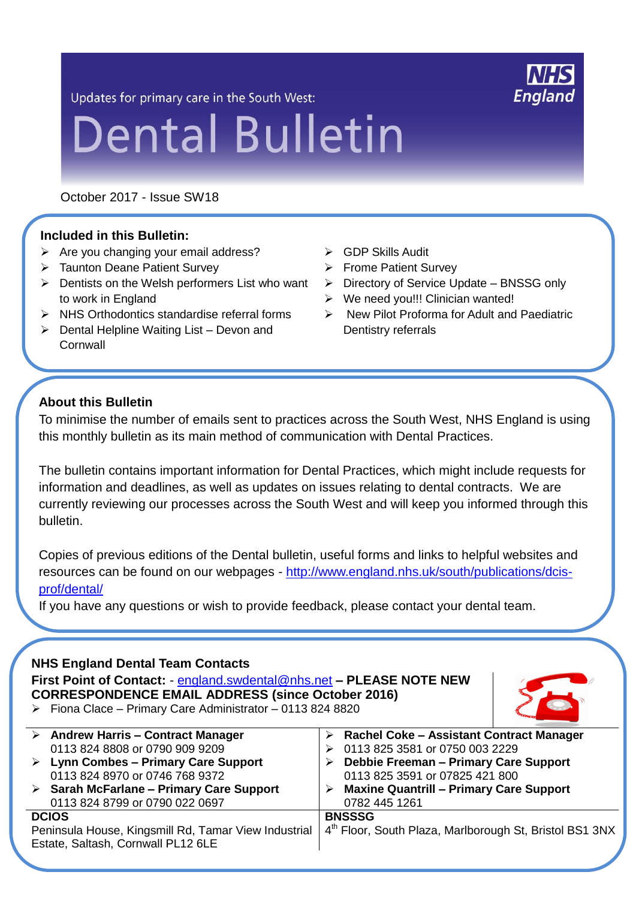Updates for primary care in the South West:

# Dental Bulletin

October 2017 - Issue SW18

## Included in this Bulletin:

- Are you changing your email address?
- Taunton Deane Patient Survey
- Dentists on the Welsh performers List who want to work in England
- NHS Orthodontics standardise referral forms
- Dental Helpline Waiting List – Devon and Cornwall
- GDP Skills Audit
- Frome Patient Survey
- Directory of Service Update – BNSSG only
- We need you!!! Clinician wanted!
- New Pilot Proforma for Adult and Paediatric Dentistry referrals

## About this Bulletin

To minimise the number of emails sent to practices across the South West, NHS England is using this monthly bulletin as its main method of communication with Dental Practices.

The bulletin contains important information for Dental Practices, which might include requests for information and deadlines, as well as updates on issues relating to dental contracts. We are currently reviewing our processes across the South West and will keep you informed through this bulletin.

Copies of previous editions of the Dental bulletin, useful forms and links to helpful websites and resources can be found on our webpages - http://www.england.nhs.uk/south/publications/dcis-prof/dental/

If you have any questions or wish to provide feedback, please contact your dental team.

## NHS England Dental Team Contacts

**First Point of Contact:** - england.swdental@nhs.net **– PLEASE NOTE NEW CORRESPONDENCE EMAIL ADDRESS (since October 2016)**

- Fiona Clace – Primary Care Administrator – 0113 824 8820

| | |
|---|---|
| **Andrew Harris – Contract Manager** 0113 824 8808 or 0790 909 9209 | **Rachel Coke – Assistant Contract Manager** 0113 825 3581 or 0750 003 2229 |
| **Lynn Combes – Primary Care Support** 0113 824 8970 or 0746 768 9372 | **Debbie Freeman – Primary Care Support** 0113 825 3591 or 07825 421 800 |
| **Sarah McFarlane – Primary Care Support** 0113 824 8799 or 0790 022 0697 | **Maxine Quantrill – Primary Care Support** 0782 445 1261 |
| **DCIOS** Peninsula House, Kingsmill Rd, Tamar View Industrial Estate, Saltash, Cornwall PL12 6LE | **BNSSSG** 4th Floor, South Plaza, Marlborough St, Bristol BS1 3NX |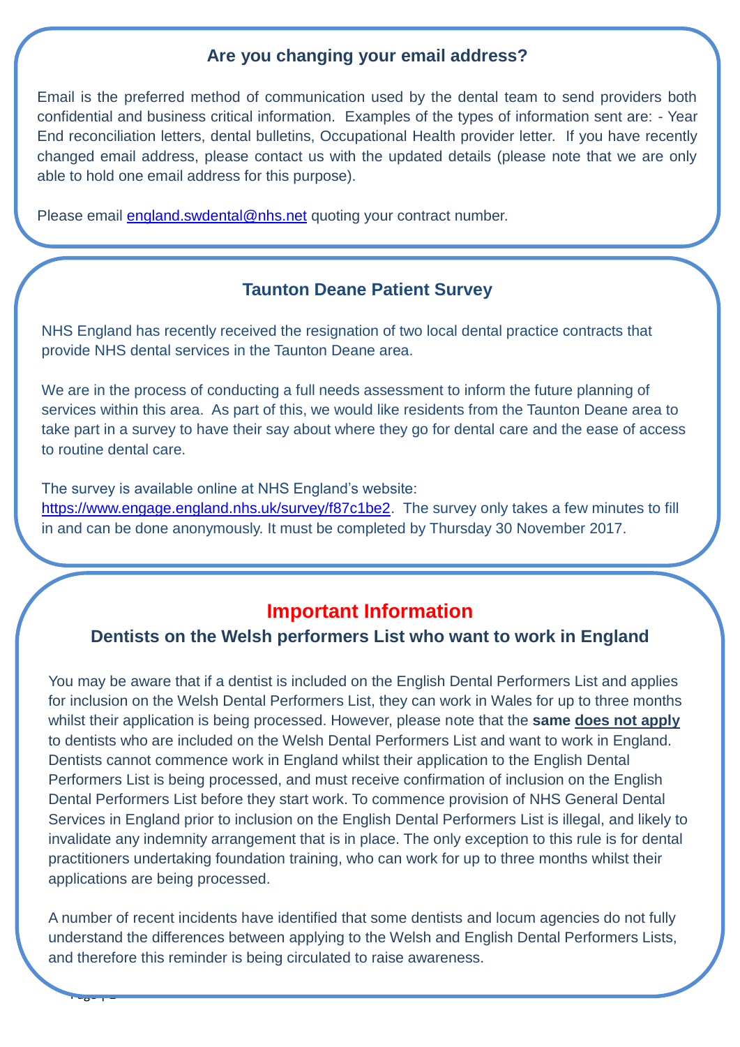## Are you changing your email address?

Email is the preferred method of communication used by the dental team to send providers both confidential and business critical information. Examples of the types of information sent are: - Year End reconciliation letters, dental bulletins, Occupational Health provider letter. If you have recently changed email address, please contact us with the updated details (please note that we are only able to hold one email address for this purpose).

Please email england.swdental@nhs.net quoting your contract number.

## Taunton Deane Patient Survey

NHS England has recently received the resignation of two local dental practice contracts that provide NHS dental services in the Taunton Deane area.

We are in the process of conducting a full needs assessment to inform the future planning of services within this area. As part of this, we would like residents from the Taunton Deane area to take part in a survey to have their say about where they go for dental care and the ease of access to routine dental care.

The survey is available online at NHS England's website: https://www.engage.england.nhs.uk/survey/f87c1be2. The survey only takes a few minutes to fill in and can be done anonymously. It must be completed by Thursday 30 November 2017.

## Important Information

### Dentists on the Welsh performers List who want to work in England

You may be aware that if a dentist is included on the English Dental Performers List and applies for inclusion on the Welsh Dental Performers List, they can work in Wales for up to three months whilst their application is being processed. However, please note that the **same <u>does not apply</u>** to dentists who are included on the Welsh Dental Performers List and want to work in England. Dentists cannot commence work in England whilst their application to the English Dental Performers List is being processed, and must receive confirmation of inclusion on the English Dental Performers List before they start work. To commence provision of NHS General Dental Services in England prior to inclusion on the English Dental Performers List is illegal, and likely to invalidate any indemnity arrangement that is in place. The only exception to this rule is for dental practitioners undertaking foundation training, who can work for up to three months whilst their applications are being processed.

A number of recent incidents have identified that some dentists and locum agencies do not fully understand the differences between applying to the Welsh and English Dental Performers Lists, and therefore this reminder is being circulated to raise awareness.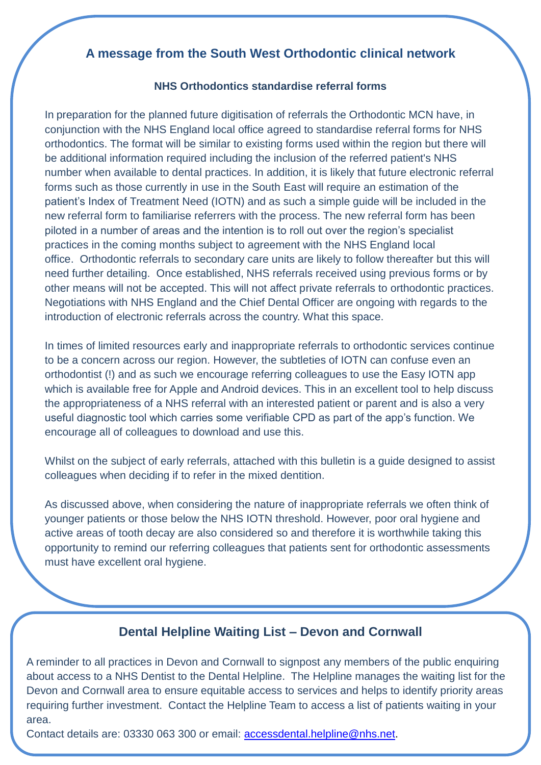## A message from the South West Orthodontic clinical network

### NHS Orthodontics standardise referral forms

In preparation for the planned future digitisation of referrals the Orthodontic MCN have, in conjunction with the NHS England local office agreed to standardise referral forms for NHS orthodontics. The format will be similar to existing forms used within the region but there will be additional information required including the inclusion of the referred patient's NHS number when available to dental practices. In addition, it is likely that future electronic referral forms such as those currently in use in the South East will require an estimation of the patient's Index of Treatment Need (IOTN) and as such a simple guide will be included in the new referral form to familiarise referrers with the process. The new referral form has been piloted in a number of areas and the intention is to roll out over the region's specialist practices in the coming months subject to agreement with the NHS England local office. Orthodontic referrals to secondary care units are likely to follow thereafter but this will need further detailing. Once established, NHS referrals received using previous forms or by other means will not be accepted. This will not affect private referrals to orthodontic practices. Negotiations with NHS England and the Chief Dental Officer are ongoing with regards to the introduction of electronic referrals across the country. What this space.

In times of limited resources early and inappropriate referrals to orthodontic services continue to be a concern across our region. However, the subtleties of IOTN can confuse even an orthodontist (!) and as such we encourage referring colleagues to use the Easy IOTN app which is available free for Apple and Android devices. This in an excellent tool to help discuss the appropriateness of a NHS referral with an interested patient or parent and is also a very useful diagnostic tool which carries some verifiable CPD as part of the app's function. We encourage all of colleagues to download and use this.

Whilst on the subject of early referrals, attached with this bulletin is a guide designed to assist colleagues when deciding if to refer in the mixed dentition.

As discussed above, when considering the nature of inappropriate referrals we often think of younger patients or those below the NHS IOTN threshold. However, poor oral hygiene and active areas of tooth decay are also considered so and therefore it is worthwhile taking this opportunity to remind our referring colleagues that patients sent for orthodontic assessments must have excellent oral hygiene.

## Dental Helpline Waiting List – Devon and Cornwall

A reminder to all practices in Devon and Cornwall to signpost any members of the public enquiring about access to a NHS Dentist to the Dental Helpline. The Helpline manages the waiting list for the Devon and Cornwall area to ensure equitable access to services and helps to identify priority areas requiring further investment. Contact the Helpline Team to access a list of patients waiting in your area.

Contact details are: 03330 063 300 or email: accessdental.helpline@nhs.net.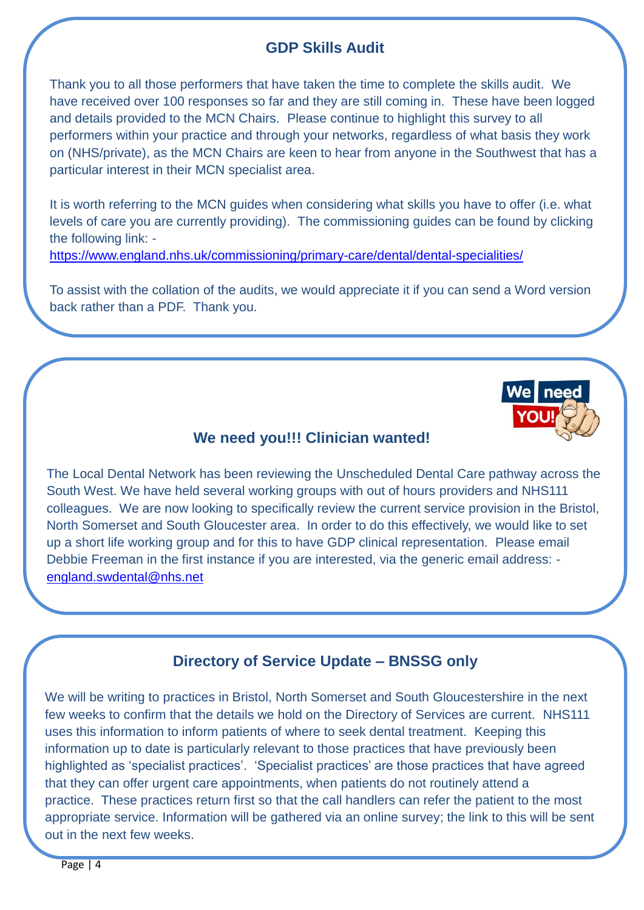## GDP Skills Audit

Thank you to all those performers that have taken the time to complete the skills audit. We have received over 100 responses so far and they are still coming in. These have been logged and details provided to the MCN Chairs. Please continue to highlight this survey to all performers within your practice and through your networks, regardless of what basis they work on (NHS/private), as the MCN Chairs are keen to hear from anyone in the Southwest that has a particular interest in their MCN specialist area.

It is worth referring to the MCN guides when considering what skills you have to offer (i.e. what levels of care you are currently providing). The commissioning guides can be found by clicking the following link: -
https://www.england.nhs.uk/commissioning/primary-care/dental/dental-specialities/

To assist with the collation of the audits, we would appreciate it if you can send a Word version back rather than a PDF. Thank you.

## We need you!!! Clinician wanted!

The Local Dental Network has been reviewing the Unscheduled Dental Care pathway across the South West. We have held several working groups with out of hours providers and NHS111 colleagues. We are now looking to specifically review the current service provision in the Bristol, North Somerset and South Gloucester area. In order to do this effectively, we would like to set up a short life working group and for this to have GDP clinical representation. Please email Debbie Freeman in the first instance if you are interested, via the generic email address: - england.swdental@nhs.net

## Directory of Service Update – BNSSG only

We will be writing to practices in Bristol, North Somerset and South Gloucestershire in the next few weeks to confirm that the details we hold on the Directory of Services are current. NHS111 uses this information to inform patients of where to seek dental treatment. Keeping this information up to date is particularly relevant to those practices that have previously been highlighted as 'specialist practices'. 'Specialist practices' are those practices that have agreed that they can offer urgent care appointments, when patients do not routinely attend a practice. These practices return first so that the call handlers can refer the patient to the most appropriate service. Information will be gathered via an online survey; the link to this will be sent out in the next few weeks.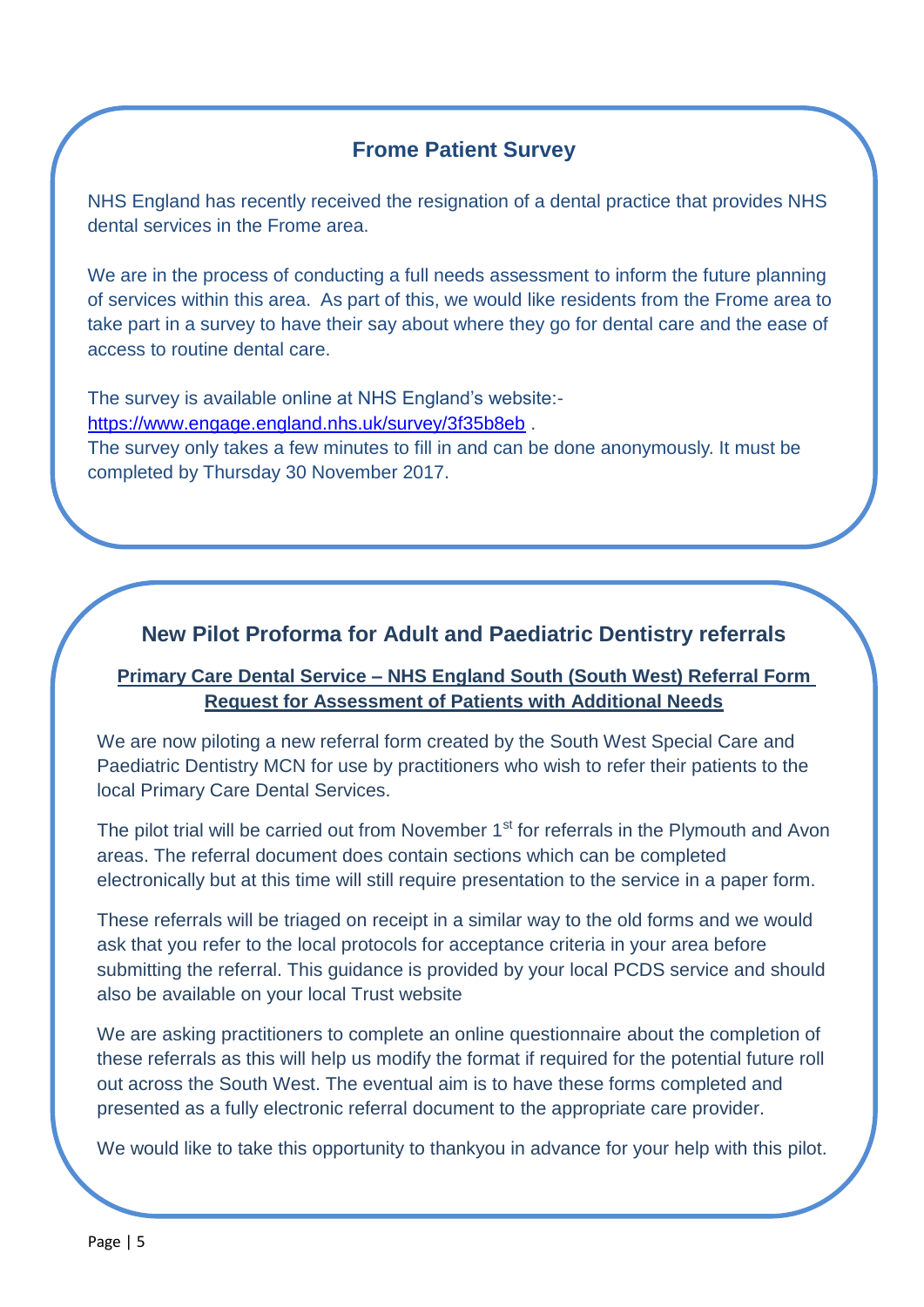## Frome Patient Survey

NHS England has recently received the resignation of a dental practice that provides NHS dental services in the Frome area.

We are in the process of conducting a full needs assessment to inform the future planning of services within this area. As part of this, we would like residents from the Frome area to take part in a survey to have their say about where they go for dental care and the ease of access to routine dental care.

The survey is available online at NHS England's website:-
https://www.engage.england.nhs.uk/survey/3f35b8eb .
The survey only takes a few minutes to fill in and can be done anonymously. It must be completed by Thursday 30 November 2017.

## New Pilot Proforma for Adult and Paediatric Dentistry referrals

**Primary Care Dental Service – NHS England South (South West) Referral Form**
**Request for Assessment of Patients with Additional Needs**

We are now piloting a new referral form created by the South West Special Care and Paediatric Dentistry MCN for use by practitioners who wish to refer their patients to the local Primary Care Dental Services.

The pilot trial will be carried out from November 1st for referrals in the Plymouth and Avon areas. The referral document does contain sections which can be completed electronically but at this time will still require presentation to the service in a paper form.

These referrals will be triaged on receipt in a similar way to the old forms and we would ask that you refer to the local protocols for acceptance criteria in your area before submitting the referral. This guidance is provided by your local PCDS service and should also be available on your local Trust website

We are asking practitioners to complete an online questionnaire about the completion of these referrals as this will help us modify the format if required for the potential future roll out across the South West. The eventual aim is to have these forms completed and presented as a fully electronic referral document to the appropriate care provider.

We would like to take this opportunity to thankyou in advance for your help with this pilot.